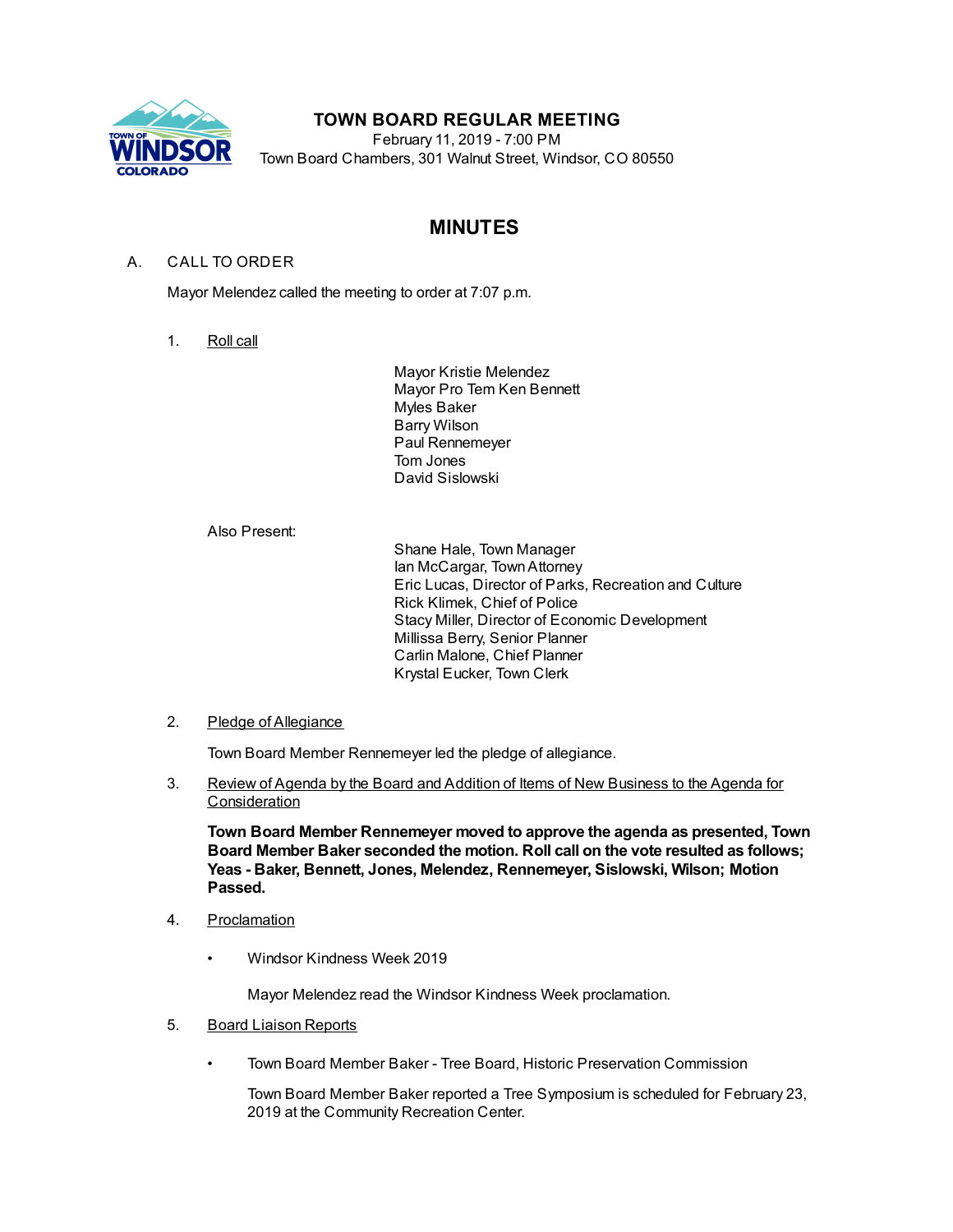# TOWN BOARD REGULAR MEETING

February 11, 2019 - 7:00 PM
Town Board Chambers, 301 Walnut Street, Windsor, CO 80550

## MINUTES

A. CALL TO ORDER

Mayor Melendez called the meeting to order at 7:07 p.m.

1. Roll call

   Mayor Kristie Melendez
   Mayor Pro Tem Ken Bennett
   Myles Baker
   Barry Wilson
   Paul Rennemeyer
   Tom Jones
   David Sislowski

   Also Present:

   Shane Hale, Town Manager
   Ian McCargar, Town Attorney
   Eric Lucas, Director of Parks, Recreation and Culture
   Rick Klimek, Chief of Police
   Stacy Miller, Director of Economic Development
   Millissa Berry, Senior Planner
   Carlin Malone, Chief Planner
   Krystal Eucker, Town Clerk

2. Pledge of Allegiance

   Town Board Member Rennemeyer led the pledge of allegiance.

3. Review of Agenda by the Board and Addition of Items of New Business to the Agenda for Consideration

   **Town Board Member Rennemeyer moved to approve the agenda as presented, Town Board Member Baker seconded the motion. Roll call on the vote resulted as follows; Yeas - Baker, Bennett, Jones, Melendez, Rennemeyer, Sislowski, Wilson; Motion Passed.**

4. Proclamation

   - Windsor Kindness Week 2019

     Mayor Melendez read the Windsor Kindness Week proclamation.

5. Board Liaison Reports

   - Town Board Member Baker - Tree Board, Historic Preservation Commission

     Town Board Member Baker reported a Tree Symposium is scheduled for February 23, 2019 at the Community Recreation Center.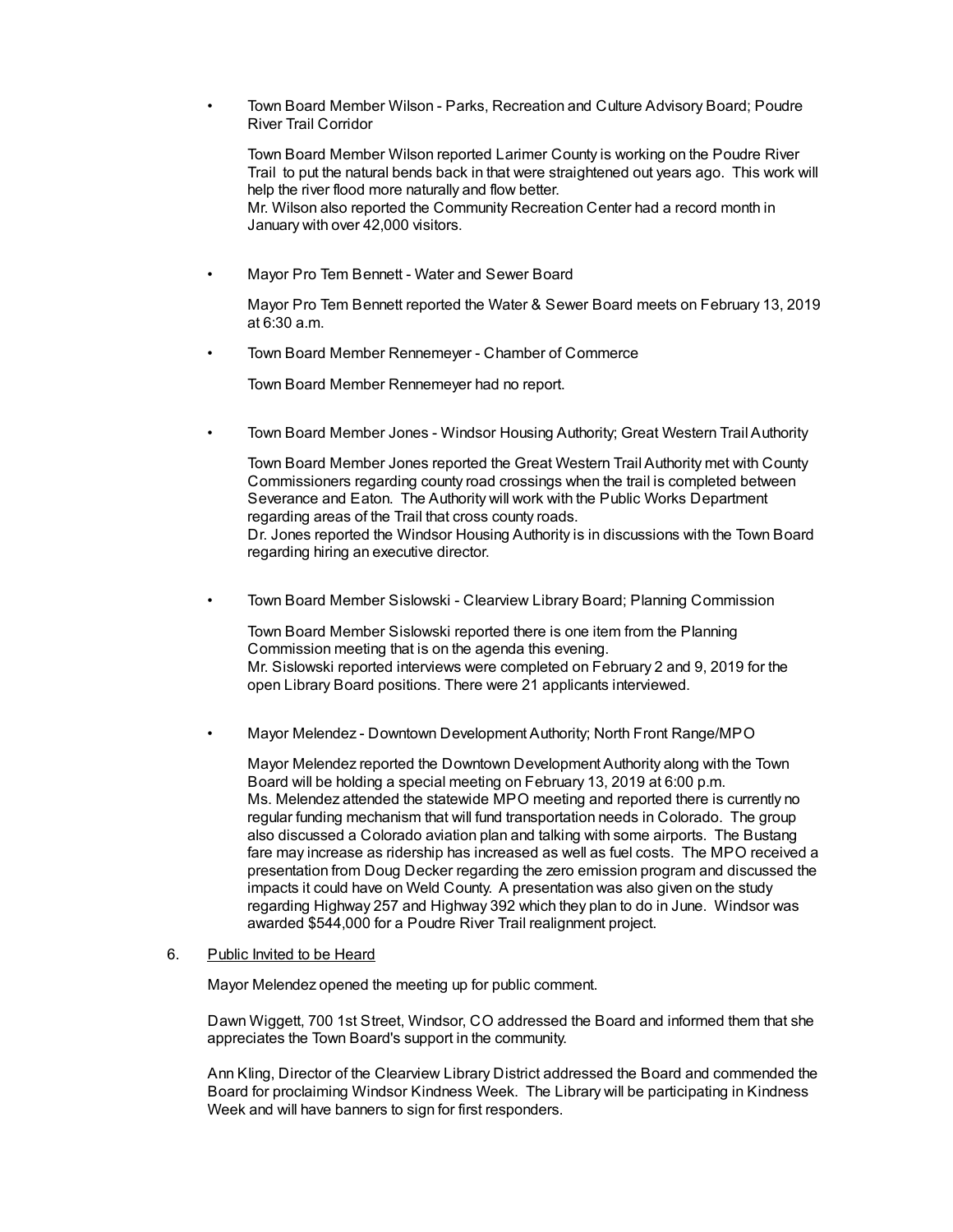- Town Board Member Wilson - Parks, Recreation and Culture Advisory Board; Poudre River Trail Corridor

  Town Board Member Wilson reported Larimer County is working on the Poudre River Trail to put the natural bends back in that were straightened out years ago. This work will help the river flood more naturally and flow better.
  Mr. Wilson also reported the Community Recreation Center had a record month in January with over 42,000 visitors.

- Mayor Pro Tem Bennett - Water and Sewer Board

  Mayor Pro Tem Bennett reported the Water & Sewer Board meets on February 13, 2019 at 6:30 a.m.

- Town Board Member Rennemeyer - Chamber of Commerce

  Town Board Member Rennemeyer had no report.

- Town Board Member Jones - Windsor Housing Authority; Great Western Trail Authority

  Town Board Member Jones reported the Great Western Trail Authority met with County Commissioners regarding county road crossings when the trail is completed between Severance and Eaton. The Authority will work with the Public Works Department regarding areas of the Trail that cross county roads.
  Dr. Jones reported the Windsor Housing Authority is in discussions with the Town Board regarding hiring an executive director.

- Town Board Member Sislowski - Clearview Library Board; Planning Commission

  Town Board Member Sislowski reported there is one item from the Planning Commission meeting that is on the agenda this evening.
  Mr. Sislowski reported interviews were completed on February 2 and 9, 2019 for the open Library Board positions. There were 21 applicants interviewed.

- Mayor Melendez - Downtown Development Authority; North Front Range/MPO

  Mayor Melendez reported the Downtown Development Authority along with the Town Board will be holding a special meeting on February 13, 2019 at 6:00 p.m.
  Ms. Melendez attended the statewide MPO meeting and reported there is currently no regular funding mechanism that will fund transportation needs in Colorado. The group also discussed a Colorado aviation plan and talking with some airports. The Bustang fare may increase as ridership has increased as well as fuel costs. The MPO received a presentation from Doug Decker regarding the zero emission program and discussed the impacts it could have on Weld County. A presentation was also given on the study regarding Highway 257 and Highway 392 which they plan to do in June. Windsor was awarded $544,000 for a Poudre River Trail realignment project.

6. Public Invited to be Heard

   Mayor Melendez opened the meeting up for public comment.

   Dawn Wiggett, 700 1st Street, Windsor, CO addressed the Board and informed them that she appreciates the Town Board's support in the community.

   Ann Kling, Director of the Clearview Library District addressed the Board and commended the Board for proclaiming Windsor Kindness Week. The Library will be participating in Kindness Week and will have banners to sign for first responders.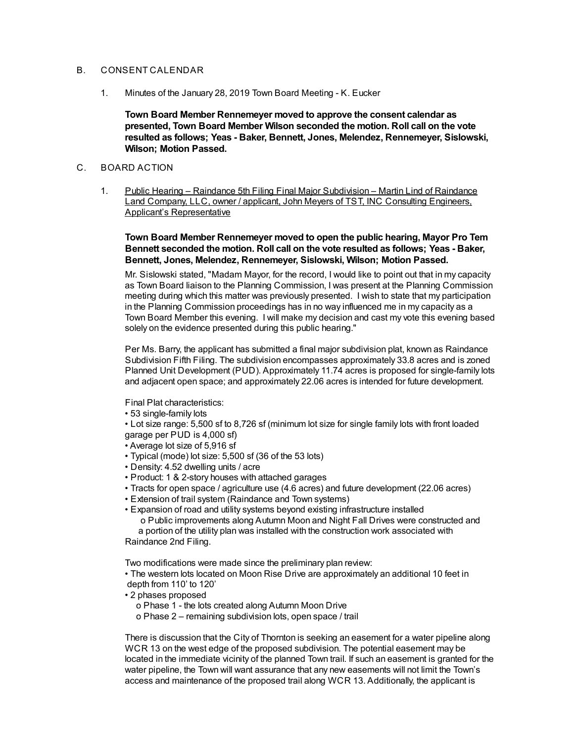B. CONSENT CALENDAR

1. Minutes of the January 28, 2019 Town Board Meeting - K. Eucker

   **Town Board Member Rennemeyer moved to approve the consent calendar as presented, Town Board Member Wilson seconded the motion. Roll call on the vote resulted as follows; Yeas - Baker, Bennett, Jones, Melendez, Rennemeyer, Sislowski, Wilson; Motion Passed.**

C. BOARD ACTION

1. <u>Public Hearing – Raindance 5th Filing Final Major Subdivision – Martin Lind of Raindance Land Company, LLC, owner / applicant, John Meyers of TST, INC Consulting Engineers, Applicant's Representative</u>

   **Town Board Member Rennemeyer moved to open the public hearing, Mayor Pro Tem Bennett seconded the motion. Roll call on the vote resulted as follows; Yeas - Baker, Bennett, Jones, Melendez, Rennemeyer, Sislowski, Wilson; Motion Passed.**

   Mr. Sislowski stated, "Madam Mayor, for the record, I would like to point out that in my capacity as Town Board liaison to the Planning Commission, I was present at the Planning Commission meeting during which this matter was previously presented. I wish to state that my participation in the Planning Commission proceedings has in no way influenced me in my capacity as a Town Board Member this evening. I will make my decision and cast my vote this evening based solely on the evidence presented during this public hearing."

   Per Ms. Barry, the applicant has submitted a final major subdivision plat, known as Raindance Subdivision Fifth Filing. The subdivision encompasses approximately 33.8 acres and is zoned Planned Unit Development (PUD). Approximately 11.74 acres is proposed for single-family lots and adjacent open space; and approximately 22.06 acres is intended for future development.

   Final Plat characteristics:
   - 53 single-family lots
   - Lot size range: 5,500 sf to 8,726 sf (minimum lot size for single family lots with front loaded garage per PUD is 4,000 sf)
   - Average lot size of 5,916 sf
   - Typical (mode) lot size: 5,500 sf (36 of the 53 lots)
   - Density: 4.52 dwelling units / acre
   - Product: 1 & 2-story houses with attached garages
   - Tracts for open space / agriculture use (4.6 acres) and future development (22.06 acres)
   - Extension of trail system (Raindance and Town systems)
   - Expansion of road and utility systems beyond existing infrastructure installed
     - Public improvements along Autumn Moon and Night Fall Drives were constructed and a portion of the utility plan was installed with the construction work associated with Raindance 2nd Filing.

   Two modifications were made since the preliminary plan review:
   - The western lots located on Moon Rise Drive are approximately an additional 10 feet in depth from 110' to 120'
   - 2 phases proposed
     - Phase 1 - the lots created along Autumn Moon Drive
     - Phase 2 – remaining subdivision lots, open space / trail

   There is discussion that the City of Thornton is seeking an easement for a water pipeline along WCR 13 on the west edge of the proposed subdivision. The potential easement may be located in the immediate vicinity of the planned Town trail. If such an easement is granted for the water pipeline, the Town will want assurance that any new easements will not limit the Town's access and maintenance of the proposed trail along WCR 13. Additionally, the applicant is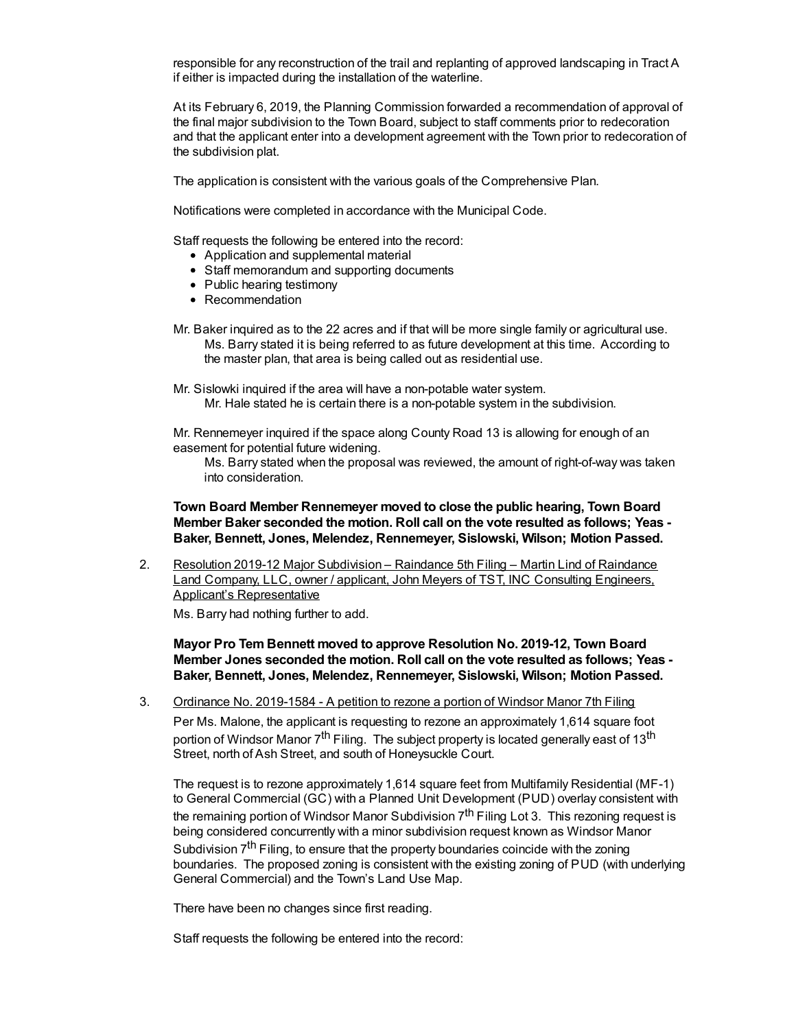responsible for any reconstruction of the trail and replanting of approved landscaping in Tract A if either is impacted during the installation of the waterline.

At its February 6, 2019, the Planning Commission forwarded a recommendation of approval of the final major subdivision to the Town Board, subject to staff comments prior to redecoration and that the applicant enter into a development agreement with the Town prior to redecoration of the subdivision plat.

The application is consistent with the various goals of the Comprehensive Plan.

Notifications were completed in accordance with the Municipal Code.

Staff requests the following be entered into the record:

- Application and supplemental material
- Staff memorandum and supporting documents
- Public hearing testimony
- Recommendation

Mr. Baker inquired as to the 22 acres and if that will be more single family or agricultural use.
    Ms. Barry stated it is being referred to as future development at this time. According to the master plan, that area is being called out as residential use.

Mr. Sislowki inquired if the area will have a non-potable water system.
    Mr. Hale stated he is certain there is a non-potable system in the subdivision.

Mr. Rennemeyer inquired if the space along County Road 13 is allowing for enough of an easement for potential future widening.
    Ms. Barry stated when the proposal was reviewed, the amount of right-of-way was taken into consideration.

**Town Board Member Rennemeyer moved to close the public hearing, Town Board Member Baker seconded the motion. Roll call on the vote resulted as follows; Yeas - Baker, Bennett, Jones, Melendez, Rennemeyer, Sislowski, Wilson; Motion Passed.**

2. Resolution 2019-12 Major Subdivision – Raindance 5th Filing – Martin Lind of Raindance Land Company, LLC, owner / applicant, John Meyers of TST, INC Consulting Engineers, Applicant's Representative

   Ms. Barry had nothing further to add.

   **Mayor Pro Tem Bennett moved to approve Resolution No. 2019-12, Town Board Member Jones seconded the motion. Roll call on the vote resulted as follows; Yeas - Baker, Bennett, Jones, Melendez, Rennemeyer, Sislowski, Wilson; Motion Passed.**

3. Ordinance No. 2019-1584 - A petition to rezone a portion of Windsor Manor 7th Filing

   Per Ms. Malone, the applicant is requesting to rezone an approximately 1,614 square foot portion of Windsor Manor 7th Filing. The subject property is located generally east of 13th Street, north of Ash Street, and south of Honeysuckle Court.

   The request is to rezone approximately 1,614 square feet from Multifamily Residential (MF-1) to General Commercial (GC) with a Planned Unit Development (PUD) overlay consistent with the remaining portion of Windsor Manor Subdivision 7th Filing Lot 3. This rezoning request is being considered concurrently with a minor subdivision request known as Windsor Manor Subdivision 7th Filing, to ensure that the property boundaries coincide with the zoning boundaries. The proposed zoning is consistent with the existing zoning of PUD (with underlying General Commercial) and the Town's Land Use Map.

   There have been no changes since first reading.

   Staff requests the following be entered into the record: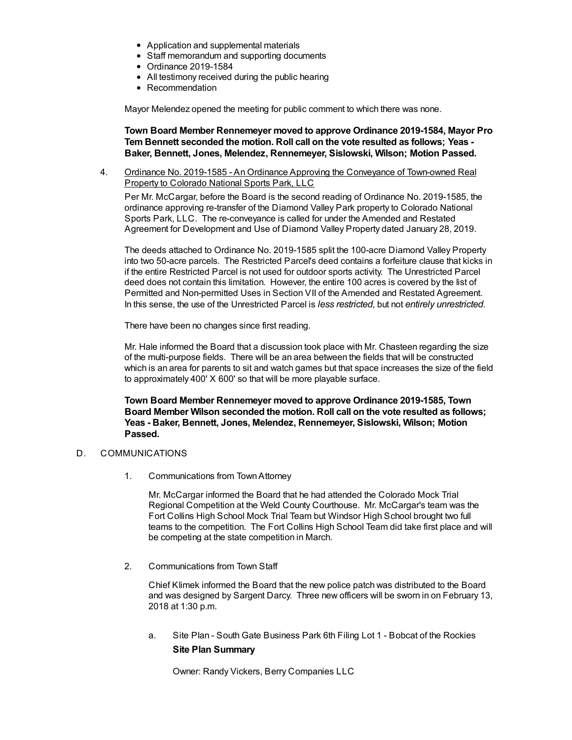- Application and supplemental materials
- Staff memorandum and supporting documents
- Ordinance 2019-1584
- All testimony received during the public hearing
- Recommendation

Mayor Melendez opened the meeting for public comment to which there was none.

**Town Board Member Rennemeyer moved to approve Ordinance 2019-1584, Mayor Pro Tem Bennett seconded the motion. Roll call on the vote resulted as follows; Yeas - Baker, Bennett, Jones, Melendez, Rennemeyer, Sislowski, Wilson; Motion Passed.**

4. Ordinance No. 2019-1585 - An Ordinance Approving the Conveyance of Town-owned Real Property to Colorado National Sports Park, LLC

   Per Mr. McCargar, before the Board is the second reading of Ordinance No. 2019-1585, the ordinance approving re-transfer of the Diamond Valley Park property to Colorado National Sports Park, LLC. The re-conveyance is called for under the Amended and Restated Agreement for Development and Use of Diamond Valley Property dated January 28, 2019.

   The deeds attached to Ordinance No. 2019-1585 split the 100-acre Diamond Valley Property into two 50-acre parcels. The Restricted Parcel's deed contains a forfeiture clause that kicks in if the entire Restricted Parcel is not used for outdoor sports activity. The Unrestricted Parcel deed does not contain this limitation. However, the entire 100 acres is covered by the list of Permitted and Non-permitted Uses in Section VII of the Amended and Restated Agreement. In this sense, the use of the Unrestricted Parcel is *less restricted*, but not *entirely unrestricted*.

   There have been no changes since first reading.

   Mr. Hale informed the Board that a discussion took place with Mr. Chasteen regarding the size of the multi-purpose fields. There will be an area between the fields that will be constructed which is an area for parents to sit and watch games but that space increases the size of the field to approximately 400' X 600' so that will be more playable surface.

   **Town Board Member Rennemeyer moved to approve Ordinance 2019-1585, Town Board Member Wilson seconded the motion. Roll call on the vote resulted as follows; Yeas - Baker, Bennett, Jones, Melendez, Rennemeyer, Sislowski, Wilson; Motion Passed.**

D. COMMUNICATIONS

1. Communications from Town Attorney

   Mr. McCargar informed the Board that he had attended the Colorado Mock Trial Regional Competition at the Weld County Courthouse. Mr. McCargar's team was the Fort Collins High School Mock Trial Team but Windsor High School brought two full teams to the competition. The Fort Collins High School Team did take first place and will be competing at the state competition in March.

2. Communications from Town Staff

   Chief Klimek informed the Board that the new police patch was distributed to the Board and was designed by Sargent Darcy. Three new officers will be sworn in on February 13, 2018 at 1:30 p.m.

   a. Site Plan - South Gate Business Park 6th Filing Lot 1 - Bobcat of the Rockies

      **Site Plan Summary**

      Owner: Randy Vickers, Berry Companies LLC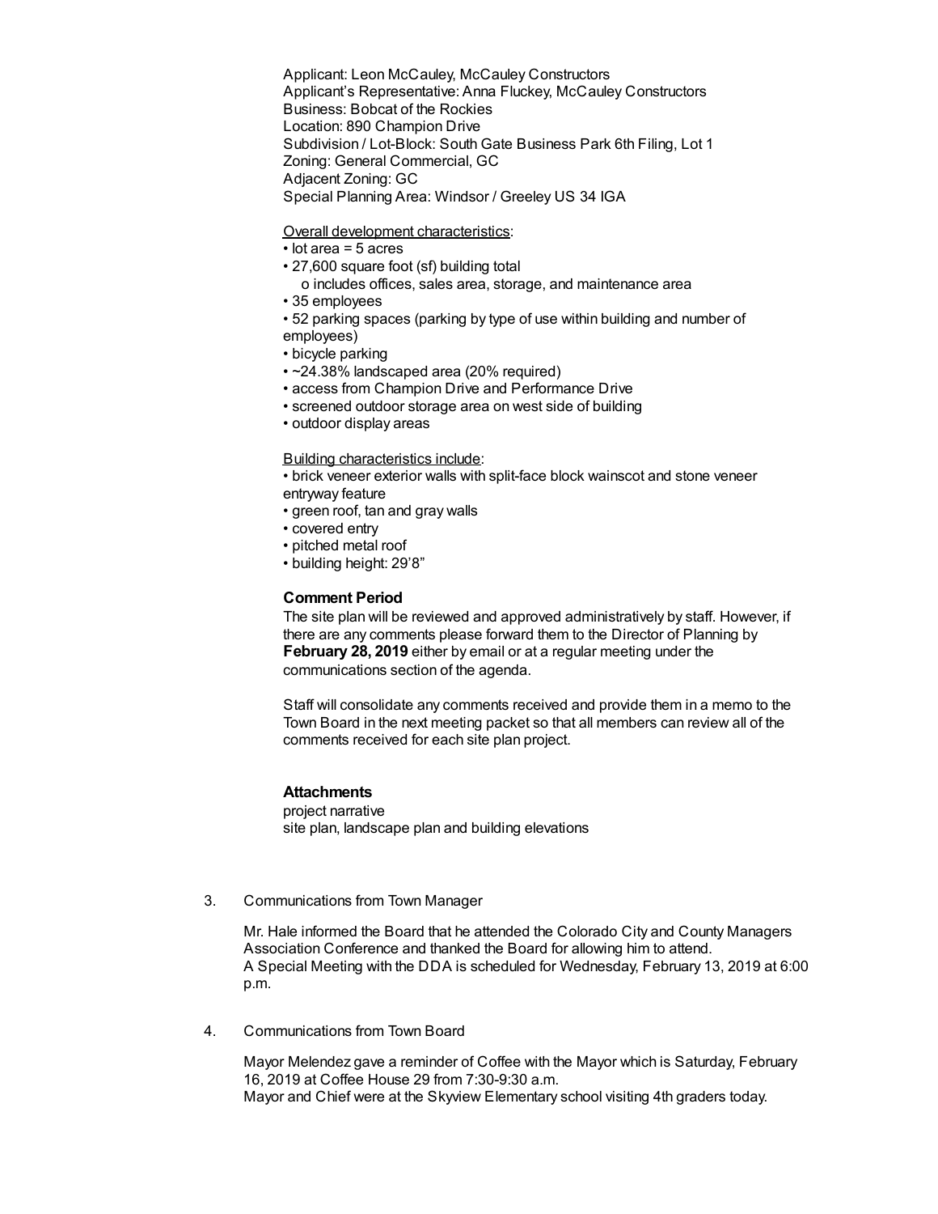Applicant: Leon McCauley, McCauley Constructors
Applicant's Representative: Anna Fluckey, McCauley Constructors
Business: Bobcat of the Rockies
Location: 890 Champion Drive
Subdivision / Lot-Block: South Gate Business Park 6th Filing, Lot 1
Zoning: General Commercial, GC
Adjacent Zoning: GC
Special Planning Area: Windsor / Greeley US 34 IGA

Overall development characteristics:

- lot area = 5 acres
- 27,600 square foot (sf) building total
  - includes offices, sales area, storage, and maintenance area
- 35 employees
- 52 parking spaces (parking by type of use within building and number of employees)
- bicycle parking
- ~24.38% landscaped area (20% required)
- access from Champion Drive and Performance Drive
- screened outdoor storage area on west side of building
- outdoor display areas

Building characteristics include:

- brick veneer exterior walls with split-face block wainscot and stone veneer entryway feature
- green roof, tan and gray walls
- covered entry
- pitched metal roof
- building height: 29'8"

**Comment Period**

The site plan will be reviewed and approved administratively by staff. However, if there are any comments please forward them to the Director of Planning by **February 28, 2019** either by email or at a regular meeting under the communications section of the agenda.

Staff will consolidate any comments received and provide them in a memo to the Town Board in the next meeting packet so that all members can review all of the comments received for each site plan project.

**Attachments**

project narrative
site plan, landscape plan and building elevations

3. Communications from Town Manager

Mr. Hale informed the Board that he attended the Colorado City and County Managers Association Conference and thanked the Board for allowing him to attend.
A Special Meeting with the DDA is scheduled for Wednesday, February 13, 2019 at 6:00 p.m.

4. Communications from Town Board

Mayor Melendez gave a reminder of Coffee with the Mayor which is Saturday, February 16, 2019 at Coffee House 29 from 7:30-9:30 a.m.
Mayor and Chief were at the Skyview Elementary school visiting 4th graders today.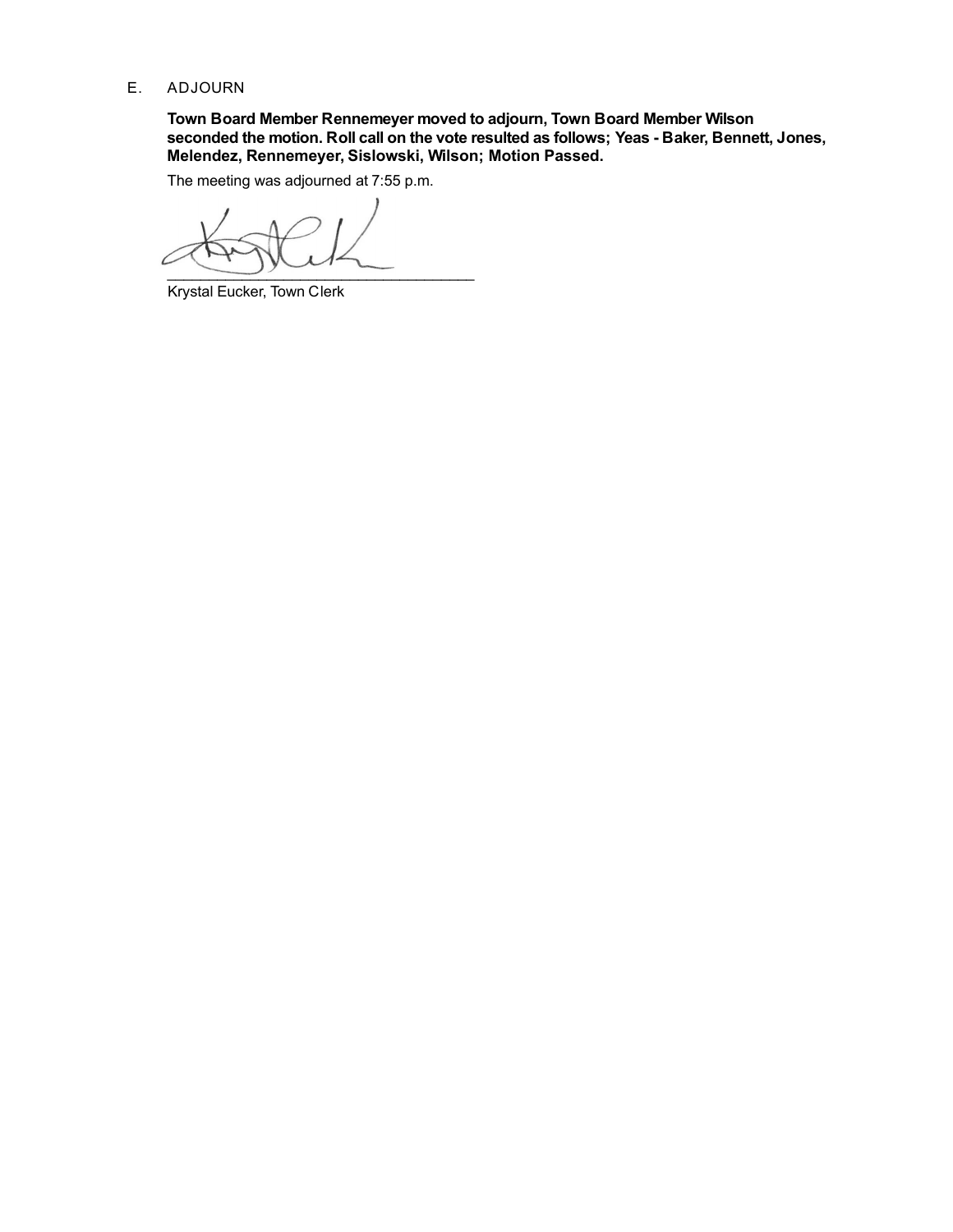E. ADJOURN

**Town Board Member Rennemeyer moved to adjourn, Town Board Member Wilson seconded the motion. Roll call on the vote resulted as follows; Yeas - Baker, Bennett, Jones, Melendez, Rennemeyer, Sislowski, Wilson; Motion Passed.**

The meeting was adjourned at 7:55 p.m.

\_\_\_\_\_\_\_\_\_\_\_\_\_\_\_\_\_\_\_\_\_\_\_\_\_\_\_\_\_\_\_\_\_\_\_\_

Krystal Eucker, Town Clerk